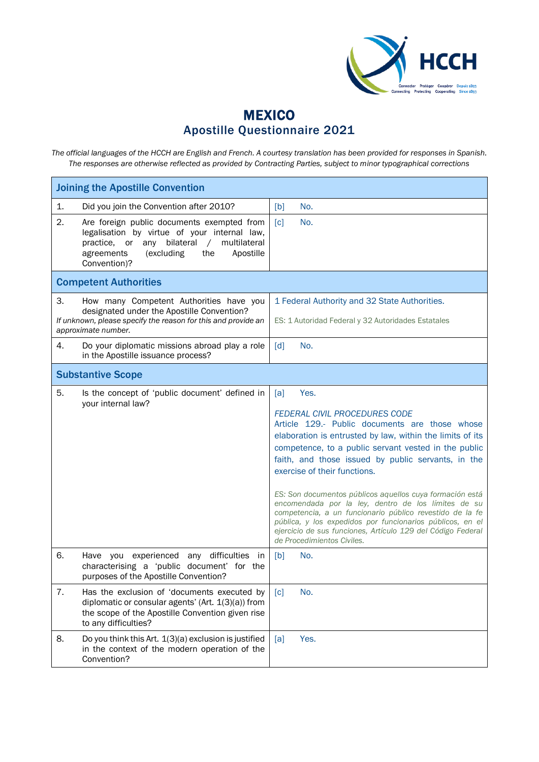# MEXICO
## Apostille Questionnaire 2021

*The official languages of the HCCH are English and French. A courtesy translation has been provided for responses in Spanish. The responses are otherwise reflected as provided by Contracting Parties, subject to minor typographical corrections*

| Joining the Apostille Convention | |
|---|---|
| 1. Did you join the Convention after 2010? | [b] No. |
| 2. Are foreign public documents exempted from legalisation by virtue of your internal law, practice, or any bilateral / multilateral agreements (excluding the Apostille Convention)? | [c] No. |
| **Competent Authorities** | |
| 3. How many Competent Authorities have you designated under the Apostille Convention? *If unknown, please specify the reason for this and provide an approximate number.* | 1 Federal Authority and 32 State Authorities.<br><br>ES: 1 Autoridad Federal y 32 Autoridades Estatales |
| 4. Do your diplomatic missions abroad play a role in the Apostille issuance process? | [d] No. |
| **Substantive Scope** | |
| 5. Is the concept of 'public document' defined in your internal law? | [a] Yes.<br><br>*FEDERAL CIVIL PROCEDURES CODE*<br>Article 129.- Public documents are those whose elaboration is entrusted by law, within the limits of its competence, to a public servant vested in the public faith, and those issued by public servants, in the exercise of their functions.<br><br>*ES: Son documentos públicos aquellos cuya formación está encomendada por la ley, dentro de los límites de su competencia, a un funcionario público revestido de la fe pública, y los expedidos por funcionarios públicos, en el ejercicio de sus funciones, Artículo 129 del Código Federal de Procedimientos Civiles.* |
| 6. Have you experienced any difficulties in characterising a 'public document' for the purposes of the Apostille Convention? | [b] No. |
| 7. Has the exclusion of 'documents executed by diplomatic or consular agents' (Art. 1(3)(a)) from the scope of the Apostille Convention given rise to any difficulties? | [c] No. |
| 8. Do you think this Art. 1(3)(a) exclusion is justified in the context of the modern operation of the Convention? | [a] Yes. |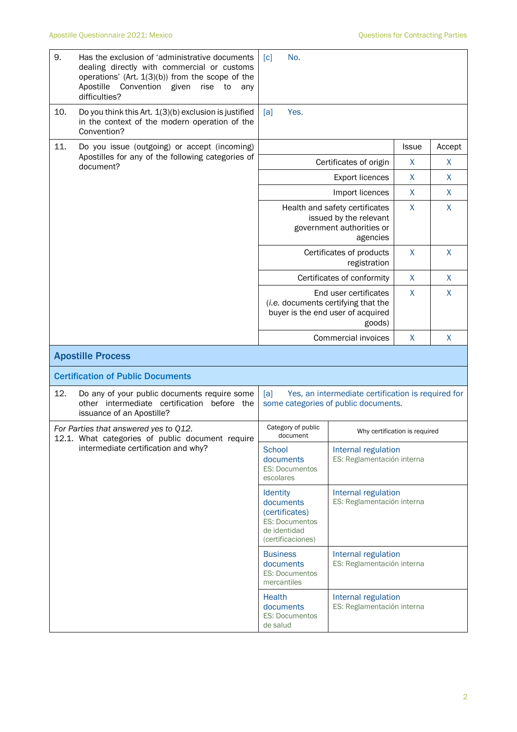| | | |
|---|---|---|
| 9. | Has the exclusion of 'administrative documents dealing directly with commercial or customs operations' (Art. 1(3)(b)) from the scope of the Apostille Convention given rise to any difficulties? | [c] No. |
| 10. | Do you think this Art. 1(3)(b) exclusion is justified in the context of the modern operation of the Convention? | [a] Yes. |

| 11. Do you issue (outgoing) or accept (incoming) Apostilles for any of the following categories of document? | Issue | Accept |
|---|---|---|
| Certificates of origin | X | X |
| Export licences | X | X |
| Import licences | X | X |
| Health and safety certificates issued by the relevant government authorities or agencies | X | X |
| Certificates of products registration | X | X |
| Certificates of conformity | X | X |
| End user certificates (*i.e.* documents certifying that the buyer is the end user of acquired goods) | X | X |
| Commercial invoices | X | X |

## Apostille Process

### Certification of Public Documents

| | | |
|---|---|---|
| 12. | Do any of your public documents require some other intermediate certification before the issuance of an Apostille? | [a] Yes, an intermediate certification is required for some categories of public documents. |

*For Parties that answered yes to Q12.*
12.1. What categories of public document require intermediate certification and why?

| Category of public document | Why certification is required |
|---|---|
| School documents<br>ES: Documentos escolares | Internal regulation<br>ES: Reglamentación interna |
| Identity documents (certificates)<br>ES: Documentos de identidad (certificaciones) | Internal regulation<br>ES: Reglamentación interna |
| Business documents<br>ES: Documentos mercantiles | Internal regulation<br>ES: Reglamentación interna |
| Health documents<br>ES: Documentos de salud | Internal regulation<br>ES: Reglamentación interna |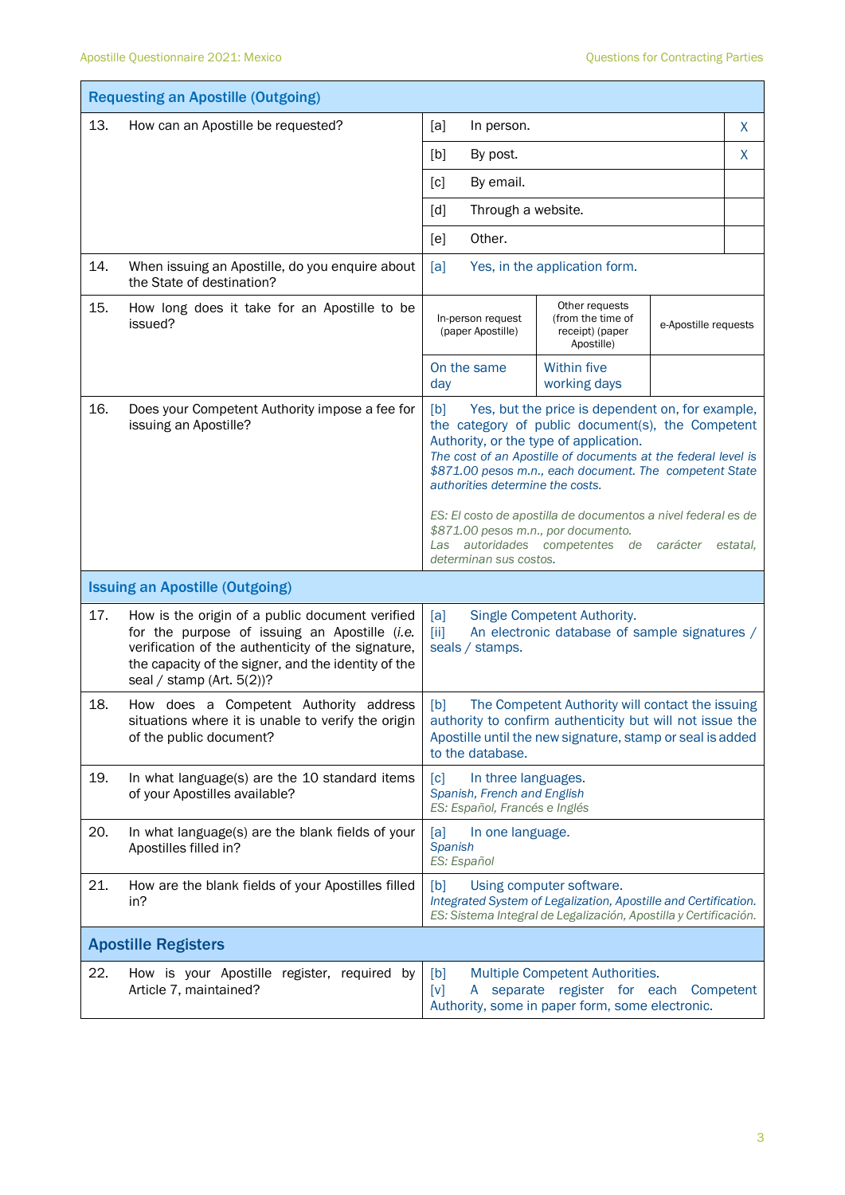| Requesting an Apostille (Outgoing) | | | |
|---|---|---|---|
| 13. How can an Apostille be requested? | [a] In person. | | X |
| | [b] By post. | | X |
| | [c] By email. | | |
| | [d] Through a website. | | |
| | [e] Other. | | |
| 14. When issuing an Apostille, do you enquire about the State of destination? | [a] Yes, in the application form. | | |
| 15. How long does it take for an Apostille to be issued? | In-person request (paper Apostille) | Other requests (from the time of receipt) (paper Apostille) | e-Apostille requests |
| | On the same day | Within five working days | |
| 16. Does your Competent Authority impose a fee for issuing an Apostille? | [b] Yes, but the price is dependent on, for example, the category of public document(s), the Competent Authority, or the type of application.<br>*The cost of an Apostille of documents at the federal level is $871.00 pesos m.n., each document. The competent State authorities determine the costs.*<br><br>*ES: El costo de apostilla de documentos a nivel federal es de $871.00 pesos m.n., por documento.*<br>*Las autoridades competentes de carácter estatal, determinan sus costos.* | | |
| **Issuing an Apostille (Outgoing)** | | | |
| 17. How is the origin of a public document verified for the purpose of issuing an Apostille (*i.e.* verification of the authenticity of the signature, the capacity of the signer, and the identity of the seal / stamp (Art. 5(2))? | [a] Single Competent Authority.<br>[ii] An electronic database of sample signatures / seals / stamps. | | |
| 18. How does a Competent Authority address situations where it is unable to verify the origin of the public document? | [b] The Competent Authority will contact the issuing authority to confirm authenticity but will not issue the Apostille until the new signature, stamp or seal is added to the database. | | |
| 19. In what language(s) are the 10 standard items of your Apostilles available? | [c] In three languages.<br>*Spanish, French and English*<br>*ES: Español, Francés e Inglés* | | |
| 20. In what language(s) are the blank fields of your Apostilles filled in? | [a] In one language.<br>*Spanish*<br>*ES: Español* | | |
| 21. How are the blank fields of your Apostilles filled in? | [b] Using computer software.<br>*Integrated System of Legalization, Apostille and Certification.*<br>*ES: Sistema Integral de Legalización, Apostilla y Certificación.* | | |
| **Apostille Registers** | | | |
| 22. How is your Apostille register, required by Article 7, maintained? | [b] Multiple Competent Authorities.<br>[v] A separate register for each Competent Authority, some in paper form, some electronic. | | |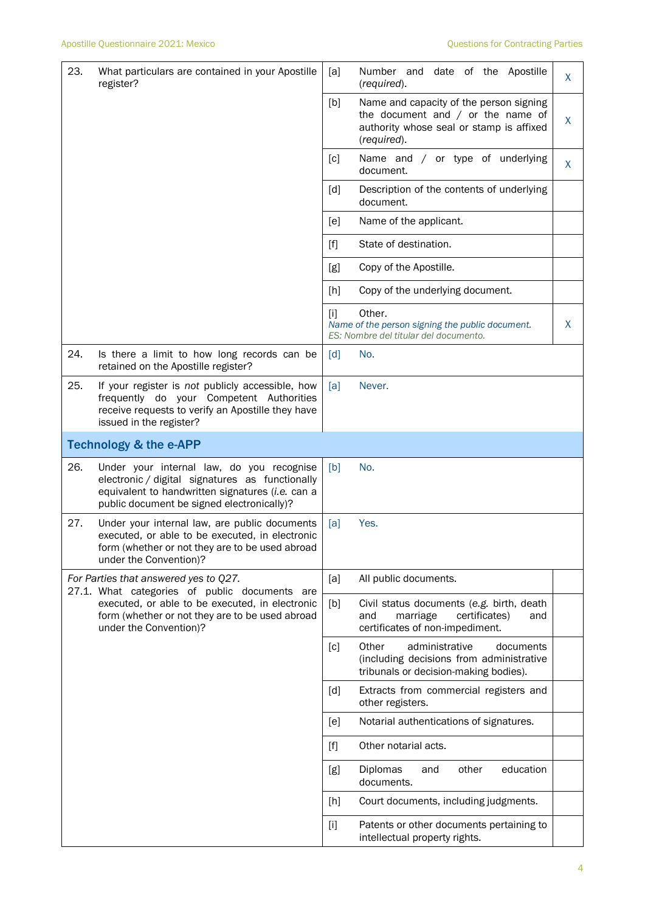| | | | | |
|---|---|---|---|---|
| 23. | What particulars are contained in your Apostille register? | [a] | Number and date of the Apostille (*required*). | X |
| | | [b] | Name and capacity of the person signing the document and / or the name of authority whose seal or stamp is affixed (*required*). | X |
| | | [c] | Name and / or type of underlying document. | X |
| | | [d] | Description of the contents of underlying document. | |
| | | [e] | Name of the applicant. | |
| | | [f] | State of destination. | |
| | | [g] | Copy of the Apostille. | |
| | | [h] | Copy of the underlying document. | |
| | | [i] | Other. *Name of the person signing the public document.* *ES: Nombre del titular del documento.* | X |
| 24. | Is there a limit to how long records can be retained on the Apostille register? | [d] | No. | |
| 25. | If your register is *not* publicly accessible, how frequently do your Competent Authorities receive requests to verify an Apostille they have issued in the register? | [a] | Never. | |

## Technology & the e-APP

| | | | | |
|---|---|---|---|---|
| 26. | Under your internal law, do you recognise electronic / digital signatures as functionally equivalent to handwritten signatures (*i.e.* can a public document be signed electronically)? | [b] | No. | |
| 27. | Under your internal law, are public documents executed, or able to be executed, in electronic form (whether or not they are to be used abroad under the Convention)? | [a] | Yes. | |
| | *For Parties that answered yes to Q27.* 27.1. What categories of public documents are executed, or able to be executed, in electronic form (whether or not they are to be used abroad under the Convention)? | [a] | All public documents. | |
| | | [b] | Civil status documents (e.g. birth, death and marriage certificates) and certificates of non-impediment. | |
| | | [c] | Other administrative documents (including decisions from administrative tribunals or decision-making bodies). | |
| | | [d] | Extracts from commercial registers and other registers. | |
| | | [e] | Notarial authentications of signatures. | |
| | | [f] | Other notarial acts. | |
| | | [g] | Diplomas and other education documents. | |
| | | [h] | Court documents, including judgments. | |
| | | [i] | Patents or other documents pertaining to intellectual property rights. | |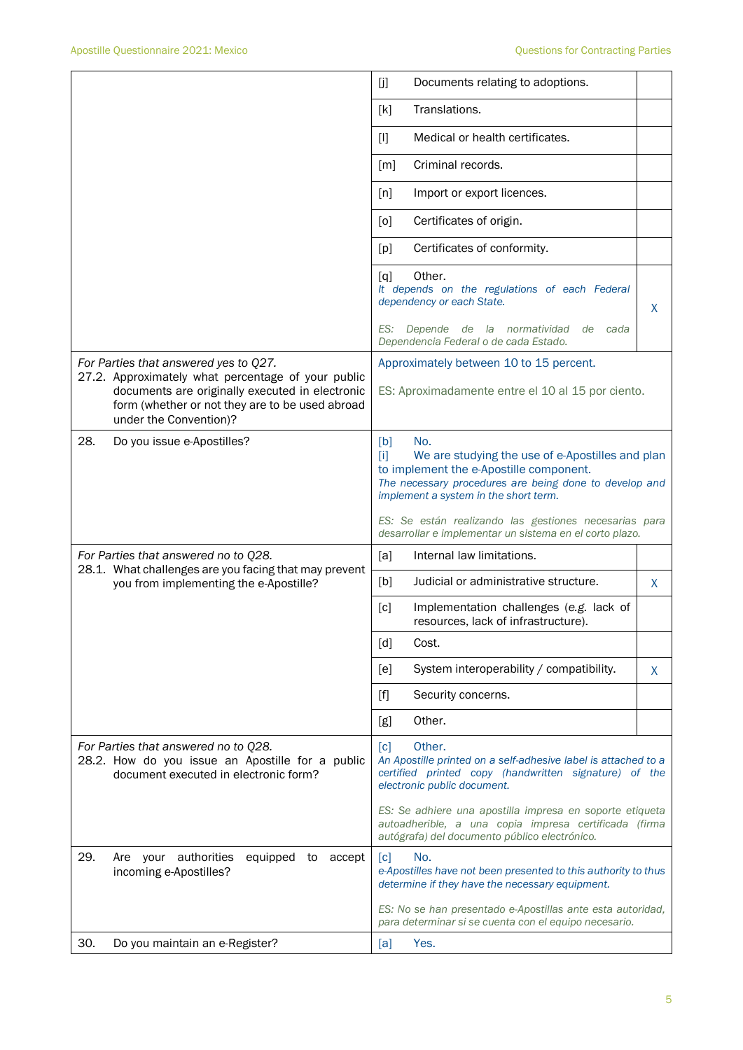| | | |
|---|---|---|
| | [j] Documents relating to adoptions. | |
| | [k] Translations. | |
| | [l] Medical or health certificates. | |
| | [m] Criminal records. | |
| | [n] Import or export licences. | |
| | [o] Certificates of origin. | |
| | [p] Certificates of conformity. | |
| | [q] Other.<br>*It depends on the regulations of each Federal dependency or each State.*<br><br>*ES: Depende de la normatividad de cada Dependencia Federal o de cada Estado.* | X |
| *For Parties that answered yes to Q27.*<br>27.2. Approximately what percentage of your public documents are originally executed in electronic form (whether or not they are to be used abroad under the Convention)? | Approximately between 10 to 15 percent.<br><br>ES: Aproximadamente entre el 10 al 15 por ciento. | |
| 28. Do you issue e-Apostilles? | [b] No.<br>[i] We are studying the use of e-Apostilles and plan to implement the e-Apostille component.<br>*The necessary procedures are being done to develop and implement a system in the short term.*<br><br>*ES: Se están realizando las gestiones necesarias para desarrollar e implementar un sistema en el corto plazo.* | |
| *For Parties that answered no to Q28.*<br>28.1. What challenges are you facing that may prevent you from implementing the e-Apostille? | [a] Internal law limitations. | |
| | [b] Judicial or administrative structure. | X |
| | [c] Implementation challenges (e.g. lack of resources, lack of infrastructure). | |
| | [d] Cost. | |
| | [e] System interoperability / compatibility. | X |
| | [f] Security concerns. | |
| | [g] Other. | |
| *For Parties that answered no to Q28.*<br>28.2. How do you issue an Apostille for a public document executed in electronic form? | [c] Other.<br>*An Apostille printed on a self-adhesive label is attached to a certified printed copy (handwritten signature) of the electronic public document.*<br><br>*ES: Se adhiere una apostilla impresa en soporte etiqueta autoadherible, a una copia impresa certificada (firma autógrafa) del documento público electrónico.* | |
| 29. Are your authorities equipped to accept incoming e-Apostilles? | [c] No.<br>*e-Apostilles have not been presented to this authority to thus determine if they have the necessary equipment.*<br><br>*ES: No se han presentado e-Apostillas ante esta autoridad, para determinar si se cuenta con el equipo necesario.* | |
| 30. Do you maintain an e-Register? | [a] Yes. | |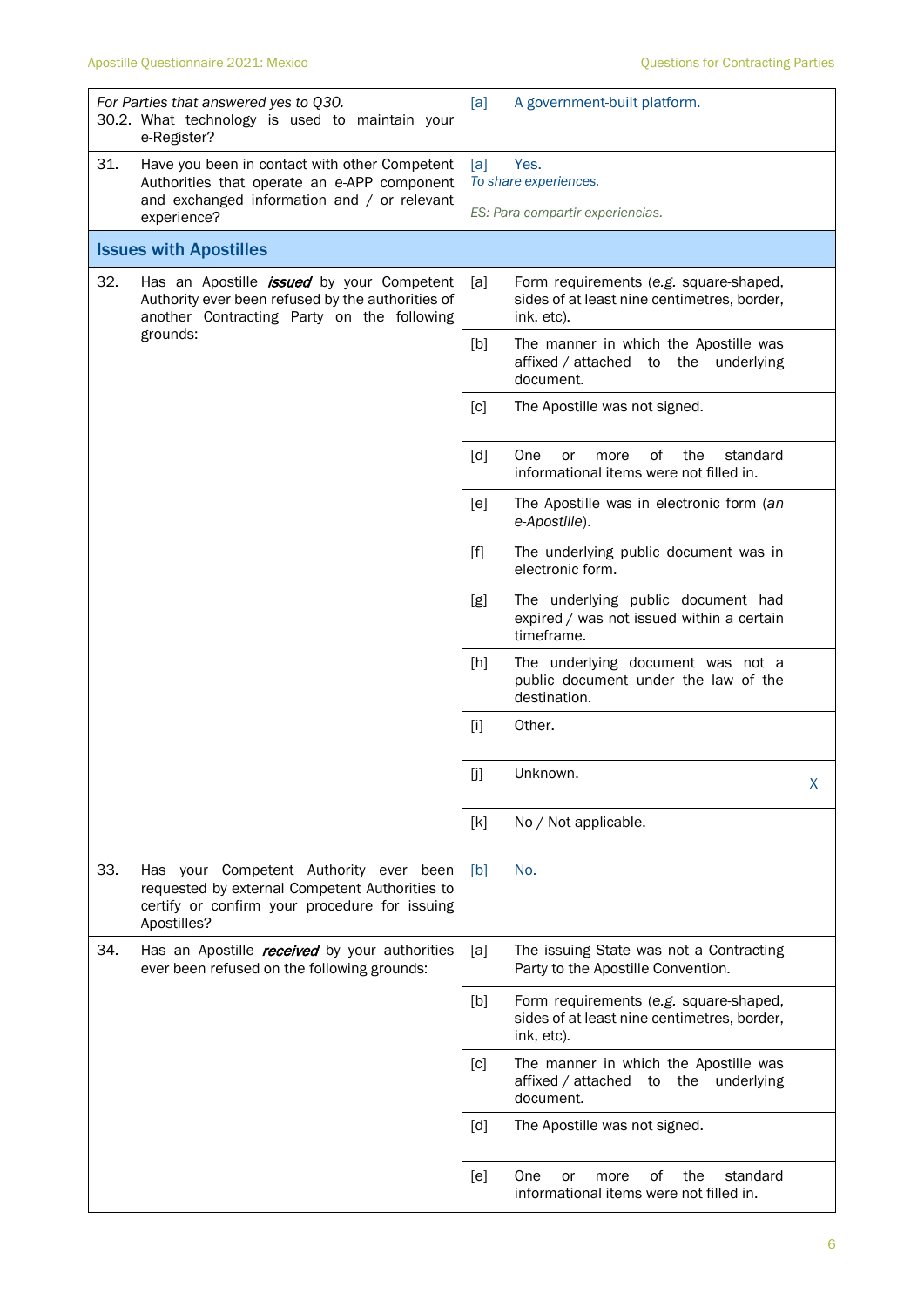| Question | Answer | |
|---|---|---|
| *For Parties that answered yes to Q30.* 30.2. What technology is used to maintain your e-Register? | [a] A government-built platform. | |
| 31. Have you been in contact with other Competent Authorities that operate an e-APP component and exchanged information and / or relevant experience? | [a] Yes. *To share experiences.* *ES: Para compartir experiencias.* | |
| **Issues with Apostilles** | | |
| 32. Has an Apostille ***issued*** by your Competent Authority ever been refused by the authorities of another Contracting Party on the following grounds: | [a] Form requirements (*e.g.* square-shaped, sides of at least nine centimetres, border, ink, etc). | |
| | [b] The manner in which the Apostille was affixed / attached to the underlying document. | |
| | [c] The Apostille was not signed. | |
| | [d] One or more of the standard informational items were not filled in. | |
| | [e] The Apostille was in electronic form (*an e-Apostille*). | |
| | [f] The underlying public document was in electronic form. | |
| | [g] The underlying public document had expired / was not issued within a certain timeframe. | |
| | [h] The underlying document was not a public document under the law of the destination. | |
| | [i] Other. | |
| | [j] Unknown. | X |
| | [k] No / Not applicable. | |
| 33. Has your Competent Authority ever been requested by external Competent Authorities to certify or confirm your procedure for issuing Apostilles? | [b] No. | |
| 34. Has an Apostille ***received*** by your authorities ever been refused on the following grounds: | [a] The issuing State was not a Contracting Party to the Apostille Convention. | |
| | [b] Form requirements (*e.g.* square-shaped, sides of at least nine centimetres, border, ink, etc). | |
| | [c] The manner in which the Apostille was affixed / attached to the underlying document. | |
| | [d] The Apostille was not signed. | |
| | [e] One or more of the standard informational items were not filled in. | |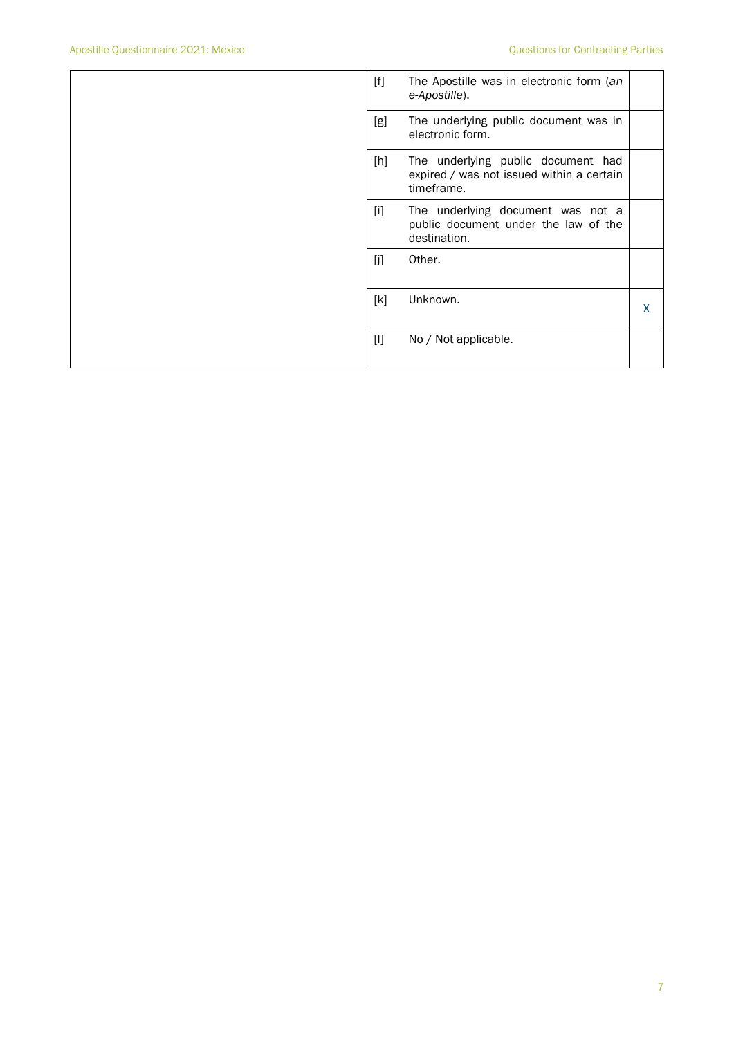| | | | |
|---|---|---|---|
| | [f] | The Apostille was in electronic form (*an e-Apostille*). | |
| | [g] | The underlying public document was in electronic form. | |
| | [h] | The underlying public document had expired / was not issued within a certain timeframe. | |
| | [i] | The underlying document was not a public document under the law of the destination. | |
| | [j] | Other. | |
| | [k] | Unknown. | X |
| | [l] | No / Not applicable. | |